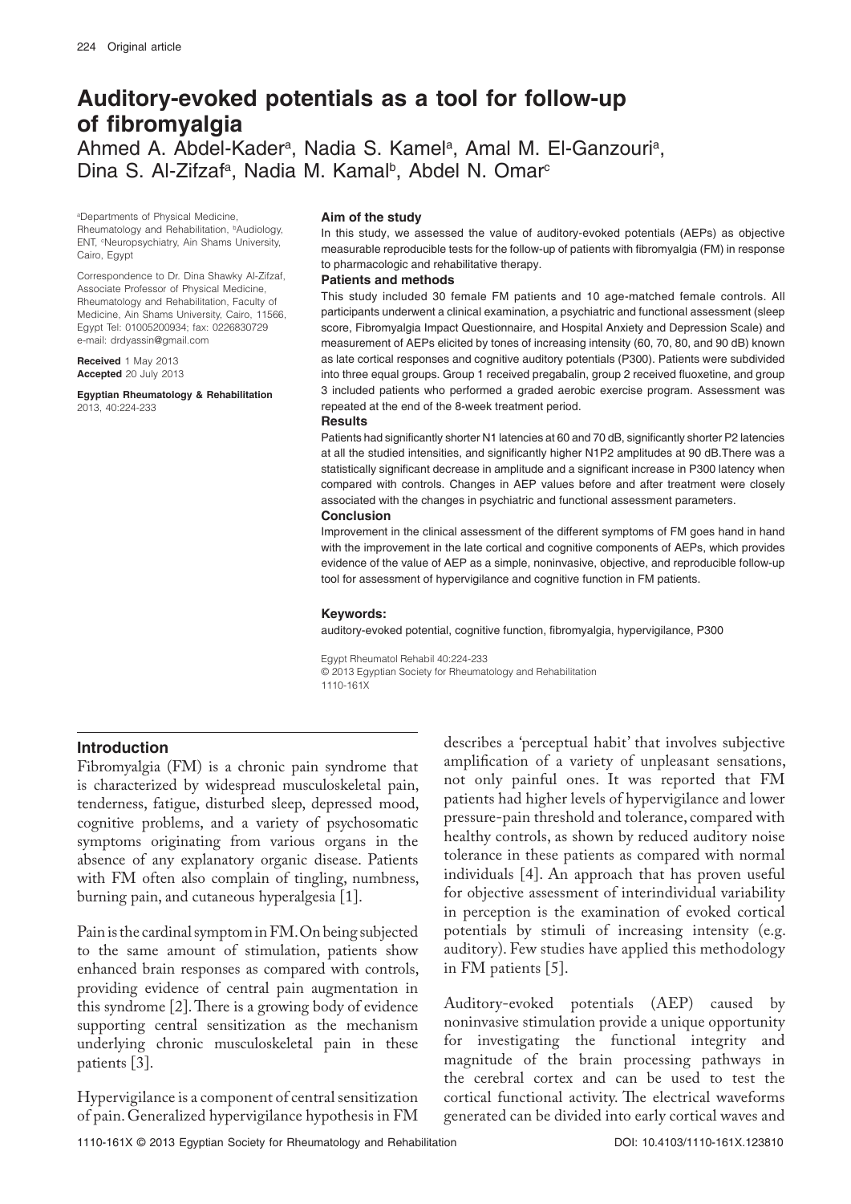# Auditory-evoked potentials as a tool for follow-up of fibromyalgia

Ahmed A. Abdel-Kader[a], Nadia S. Kamel[a], Amal M. El-Ganzouri[a], Dina S. Al-Zifzaf[a], Nadia M. Kamal[b], Abdel N. Omar[c]

[a]Departments of Physical Medicine, Rheumatology and Rehabilitation, [b]Audiology, ENT, [c]Neuropsychiatry, Ain Shams University, Cairo, Egypt

Correspondence to Dr. Dina Shawky Al-Zifzaf, Associate Professor of Physical Medicine, Rheumatology and Rehabilitation, Faculty of Medicine, Ain Shams University, Cairo, 11566, Egypt Tel: 01005200934; fax: 0226830729 e-mail: drdyassin@gmail.com

**Received** 1 May 2013
**Accepted** 20 July 2013

**Egyptian Rheumatology & Rehabilitation**
2013, 40:224-233

### Aim of the study

In this study, we assessed the value of auditory-evoked potentials (AEPs) as objective measurable reproducible tests for the follow-up of patients with fibromyalgia (FM) in response to pharmacologic and rehabilitative therapy.

### Patients and methods

This study included 30 female FM patients and 10 age-matched female controls. All participants underwent a clinical examination, a psychiatric and functional assessment (sleep score, Fibromyalgia Impact Questionnaire, and Hospital Anxiety and Depression Scale) and measurement of AEPs elicited by tones of increasing intensity (60, 70, 80, and 90 dB) known as late cortical responses and cognitive auditory potentials (P300). Patients were subdivided into three equal groups. Group 1 received pregabalin, group 2 received fluoxetine, and group 3 included patients who performed a graded aerobic exercise program. Assessment was repeated at the end of the 8-week treatment period.

### Results

Patients had significantly shorter N1 latencies at 60 and 70 dB, significantly shorter P2 latencies at all the studied intensities, and significantly higher N1P2 amplitudes at 90 dB.There was a statistically significant decrease in amplitude and a significant increase in P300 latency when compared with controls. Changes in AEP values before and after treatment were closely associated with the changes in psychiatric and functional assessment parameters.

### Conclusion

Improvement in the clinical assessment of the different symptoms of FM goes hand in hand with the improvement in the late cortical and cognitive components of AEPs, which provides evidence of the value of AEP as a simple, noninvasive, objective, and reproducible follow-up tool for assessment of hypervigilance and cognitive function in FM patients.

### Keywords:

auditory-evoked potential, cognitive function, fibromyalgia, hypervigilance, P300

Egypt Rheumatol Rehabil 40:224-233
© 2013 Egyptian Society for Rheumatology and Rehabilitation
1110-161X

## Introduction

Fibromyalgia (FM) is a chronic pain syndrome that is characterized by widespread musculoskeletal pain, tenderness, fatigue, disturbed sleep, depressed mood, cognitive problems, and a variety of psychosomatic symptoms originating from various organs in the absence of any explanatory organic disease. Patients with FM often also complain of tingling, numbness, burning pain, and cutaneous hyperalgesia [1].

Pain is the cardinal symptom in FM. On being subjected to the same amount of stimulation, patients show enhanced brain responses as compared with controls, providing evidence of central pain augmentation in this syndrome [2]. There is a growing body of evidence supporting central sensitization as the mechanism underlying chronic musculoskeletal pain in these patients [3].

Hypervigilance is a component of central sensitization of pain. Generalized hypervigilance hypothesis in FM describes a 'perceptual habit' that involves subjective amplification of a variety of unpleasant sensations, not only painful ones. It was reported that FM patients had higher levels of hypervigilance and lower pressure-pain threshold and tolerance, compared with healthy controls, as shown by reduced auditory noise tolerance in these patients as compared with normal individuals [4]. An approach that has proven useful for objective assessment of interindividual variability in perception is the examination of evoked cortical potentials by stimuli of increasing intensity (e.g. auditory). Few studies have applied this methodology in FM patients [5].

Auditory-evoked potentials (AEP) caused by noninvasive stimulation provide a unique opportunity for investigating the functional integrity and magnitude of the brain processing pathways in the cerebral cortex and can be used to test the cortical functional activity. The electrical waveforms generated can be divided into early cortical waves and

1110-161X © 2013 Egyptian Society for Rheumatology and Rehabilitation DOI: 10.4103/1110-161X.123810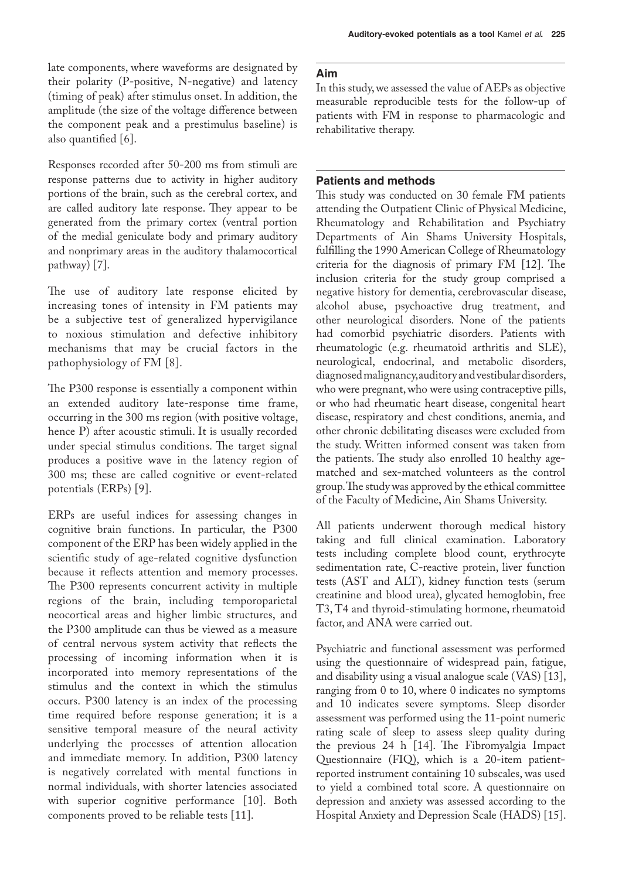late components, where waveforms are designated by their polarity (P-positive, N-negative) and latency (timing of peak) after stimulus onset. In addition, the amplitude (the size of the voltage difference between the component peak and a prestimulus baseline) is also quantified [6].

Responses recorded after 50-200 ms from stimuli are response patterns due to activity in higher auditory portions of the brain, such as the cerebral cortex, and are called auditory late response. They appear to be generated from the primary cortex (ventral portion of the medial geniculate body and primary auditory and nonprimary areas in the auditory thalamocortical pathway) [7].

The use of auditory late response elicited by increasing tones of intensity in FM patients may be a subjective test of generalized hypervigilance to noxious stimulation and defective inhibitory mechanisms that may be crucial factors in the pathophysiology of FM [8].

The P300 response is essentially a component within an extended auditory late-response time frame, occurring in the 300 ms region (with positive voltage, hence P) after acoustic stimuli. It is usually recorded under special stimulus conditions. The target signal produces a positive wave in the latency region of 300 ms; these are called cognitive or event-related potentials (ERPs) [9].

ERPs are useful indices for assessing changes in cognitive brain functions. In particular, the P300 component of the ERP has been widely applied in the scientific study of age-related cognitive dysfunction because it reflects attention and memory processes. The P300 represents concurrent activity in multiple regions of the brain, including temporoparietal neocortical areas and higher limbic structures, and the P300 amplitude can thus be viewed as a measure of central nervous system activity that reflects the processing of incoming information when it is incorporated into memory representations of the stimulus and the context in which the stimulus occurs. P300 latency is an index of the processing time required before response generation; it is a sensitive temporal measure of the neural activity underlying the processes of attention allocation and immediate memory. In addition, P300 latency is negatively correlated with mental functions in normal individuals, with shorter latencies associated with superior cognitive performance [10]. Both components proved to be reliable tests [11].

## Aim

In this study, we assessed the value of AEPs as objective measurable reproducible tests for the follow-up of patients with FM in response to pharmacologic and rehabilitative therapy.

## Patients and methods

This study was conducted on 30 female FM patients attending the Outpatient Clinic of Physical Medicine, Rheumatology and Rehabilitation and Psychiatry Departments of Ain Shams University Hospitals, fulfilling the 1990 American College of Rheumatology criteria for the diagnosis of primary FM [12]. The inclusion criteria for the study group comprised a negative history for dementia, cerebrovascular disease, alcohol abuse, psychoactive drug treatment, and other neurological disorders. None of the patients had comorbid psychiatric disorders. Patients with rheumatologic (e.g. rheumatoid arthritis and SLE), neurological, endocrinal, and metabolic disorders, diagnosed malignancy, auditory and vestibular disorders, who were pregnant, who were using contraceptive pills, or who had rheumatic heart disease, congenital heart disease, respiratory and chest conditions, anemia, and other chronic debilitating diseases were excluded from the study. Written informed consent was taken from the patients. The study also enrolled 10 healthy age-matched and sex-matched volunteers as the control group. The study was approved by the ethical committee of the Faculty of Medicine, Ain Shams University.

All patients underwent thorough medical history taking and full clinical examination. Laboratory tests including complete blood count, erythrocyte sedimentation rate, C-reactive protein, liver function tests (AST and ALT), kidney function tests (serum creatinine and blood urea), glycated hemoglobin, free T3, T4 and thyroid-stimulating hormone, rheumatoid factor, and ANA were carried out.

Psychiatric and functional assessment was performed using the questionnaire of widespread pain, fatigue, and disability using a visual analogue scale (VAS) [13], ranging from 0 to 10, where 0 indicates no symptoms and 10 indicates severe symptoms. Sleep disorder assessment was performed using the 11-point numeric rating scale of sleep to assess sleep quality during the previous 24 h [14]. The Fibromyalgia Impact Questionnaire (FIQ), which is a 20-item patient-reported instrument containing 10 subscales, was used to yield a combined total score. A questionnaire on depression and anxiety was assessed according to the Hospital Anxiety and Depression Scale (HADS) [15].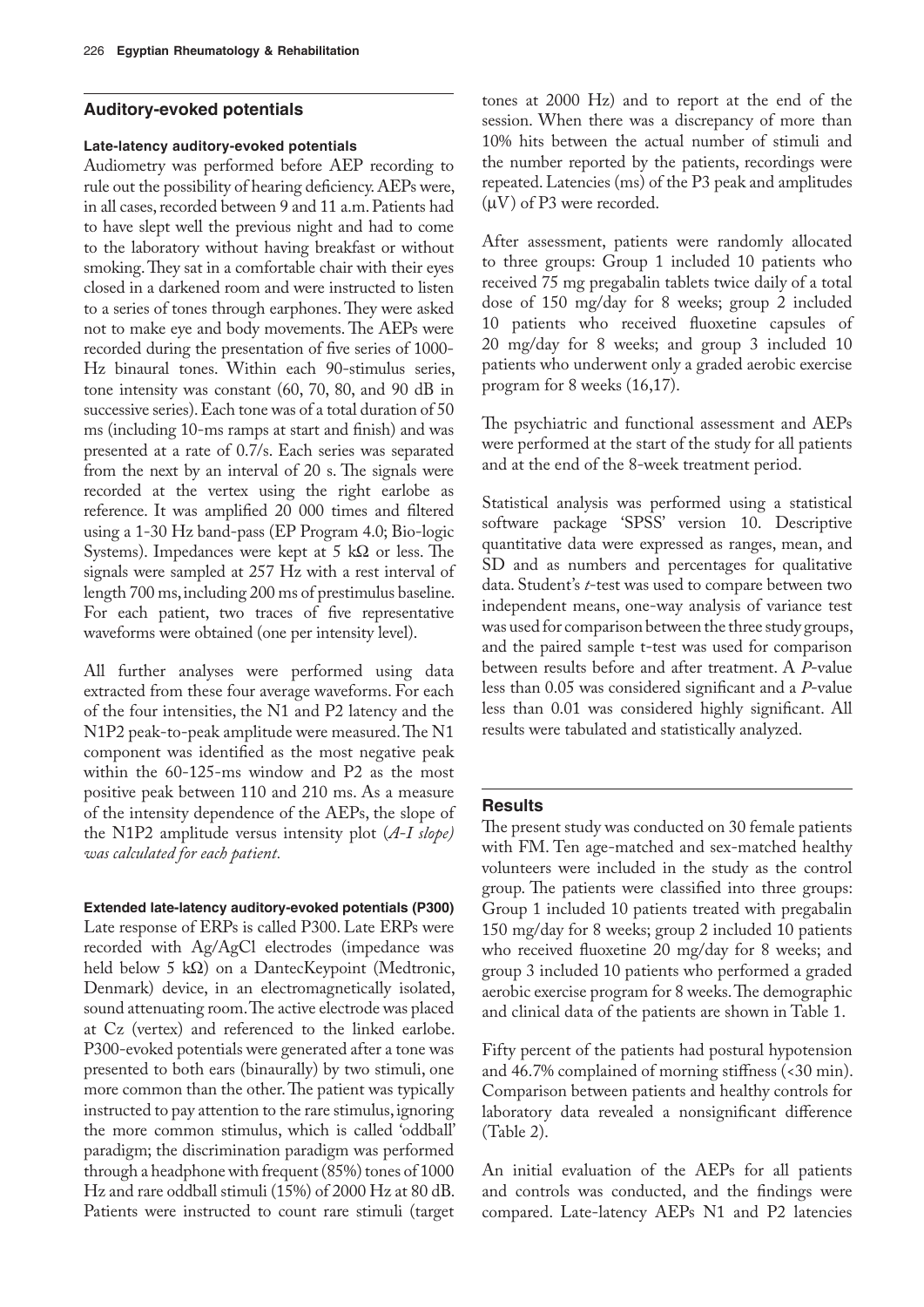## Auditory-evoked potentials

### Late-latency auditory-evoked potentials

Audiometry was performed before AEP recording to rule out the possibility of hearing deficiency. AEPs were, in all cases, recorded between 9 and 11 a.m. Patients had to have slept well the previous night and had to come to the laboratory without having breakfast or without smoking. They sat in a comfortable chair with their eyes closed in a darkened room and were instructed to listen to a series of tones through earphones. They were asked not to make eye and body movements. The AEPs were recorded during the presentation of five series of 1000-Hz binaural tones. Within each 90-stimulus series, tone intensity was constant (60, 70, 80, and 90 dB in successive series). Each tone was of a total duration of 50 ms (including 10-ms ramps at start and finish) and was presented at a rate of 0.7/s. Each series was separated from the next by an interval of 20 s. The signals were recorded at the vertex using the right earlobe as reference. It was amplified 20 000 times and filtered using a 1-30 Hz band-pass (EP Program 4.0; Bio-logic Systems). Impedances were kept at 5 kΩ or less. The signals were sampled at 257 Hz with a rest interval of length 700 ms, including 200 ms of prestimulus baseline. For each patient, two traces of five representative waveforms were obtained (one per intensity level).

All further analyses were performed using data extracted from these four average waveforms. For each of the four intensities, the N1 and P2 latency and the N1P2 peak-to-peak amplitude were measured. The N1 component was identified as the most negative peak within the 60-125-ms window and P2 as the most positive peak between 110 and 210 ms. As a measure of the intensity dependence of the AEPs, the slope of the N1P2 amplitude versus intensity plot (*A-I slope) was calculated for each patient.*

### Extended late-latency auditory-evoked potentials (P300)

Late response of ERPs is called P300. Late ERPs were recorded with Ag/AgCl electrodes (impedance was held below 5 kΩ) on a DantecKeypoint (Medtronic, Denmark) device, in an electromagnetically isolated, sound attenuating room. The active electrode was placed at Cz (vertex) and referenced to the linked earlobe. P300-evoked potentials were generated after a tone was presented to both ears (binaurally) by two stimuli, one more common than the other. The patient was typically instructed to pay attention to the rare stimulus, ignoring the more common stimulus, which is called 'oddball' paradigm; the discrimination paradigm was performed through a headphone with frequent (85%) tones of 1000 Hz and rare oddball stimuli (15%) of 2000 Hz at 80 dB. Patients were instructed to count rare stimuli (target tones at 2000 Hz) and to report at the end of the session. When there was a discrepancy of more than 10% hits between the actual number of stimuli and the number reported by the patients, recordings were repeated. Latencies (ms) of the P3 peak and amplitudes (μV) of P3 were recorded.

After assessment, patients were randomly allocated to three groups: Group 1 included 10 patients who received 75 mg pregabalin tablets twice daily of a total dose of 150 mg/day for 8 weeks; group 2 included 10 patients who received fluoxetine capsules of 20 mg/day for 8 weeks; and group 3 included 10 patients who underwent only a graded aerobic exercise program for 8 weeks (16,17).

The psychiatric and functional assessment and AEPs were performed at the start of the study for all patients and at the end of the 8-week treatment period.

Statistical analysis was performed using a statistical software package 'SPSS' version 10. Descriptive quantitative data were expressed as ranges, mean, and SD and as numbers and percentages for qualitative data. Student's *t*-test was used to compare between two independent means, one-way analysis of variance test was used for comparison between the three study groups, and the paired sample t-test was used for comparison between results before and after treatment. A *P*-value less than 0.05 was considered significant and a *P*-value less than 0.01 was considered highly significant. All results were tabulated and statistically analyzed.

## Results

The present study was conducted on 30 female patients with FM. Ten age-matched and sex-matched healthy volunteers were included in the study as the control group. The patients were classified into three groups: Group 1 included 10 patients treated with pregabalin 150 mg/day for 8 weeks; group 2 included 10 patients who received fluoxetine 20 mg/day for 8 weeks; and group 3 included 10 patients who performed a graded aerobic exercise program for 8 weeks. The demographic and clinical data of the patients are shown in Table 1.

Fifty percent of the patients had postural hypotension and 46.7% complained of morning stiffness (<30 min). Comparison between patients and healthy controls for laboratory data revealed a nonsignificant difference (Table 2).

An initial evaluation of the AEPs for all patients and controls was conducted, and the findings were compared. Late-latency AEPs N1 and P2 latencies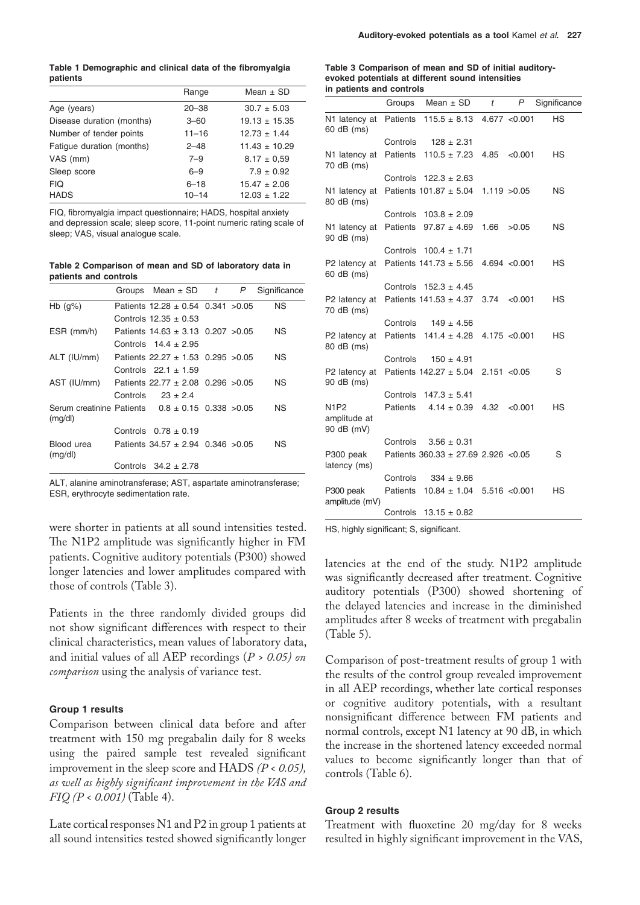**Table 1 Demographic and clinical data of the fibromyalgia patients**

| | Range | Mean ± SD |
|---|---|---|
| Age (years) | 20–38 | 30.7 ± 5.03 |
| Disease duration (months) | 3–60 | 19.13 ± 15.35 |
| Number of tender points | 11–16 | 12.73 ± 1.44 |
| Fatigue duration (months) | 2–48 | 11.43 ± 10.29 |
| VAS (mm) | 7–9 | 8.17 ± 0,59 |
| Sleep score | 6–9 | 7.9 ± 0.92 |
| FIQ | 6–18 | 15.47 ± 2.06 |
| HADS | 10–14 | 12.03 ± 1.22 |

FIQ, fibromyalgia impact questionnaire; HADS, hospital anxiety and depression scale; sleep score, 11-point numeric rating scale of sleep; VAS, visual analogue scale.

**Table 2 Comparison of mean and SD of laboratory data in patients and controls**

| | Groups | Mean ± SD | t | P | Significance |
|---|---|---|---|---|---|
| Hb (g%) | Patients | 12.28 ± 0.54 | 0.341 | >0.05 | NS |
| | Controls | 12.35 ± 0.53 | | | |
| ESR (mm/h) | Patients | 14.63 ± 3.13 | 0.207 | >0.05 | NS |
| | Controls | 14.4 ± 2.95 | | | |
| ALT (IU/mm) | Patients | 22.27 ± 1.53 | 0.295 | >0.05 | NS |
| | Controls | 22.1 ± 1.59 | | | |
| AST (IU/mm) | Patients | 22.77 ± 2.08 | 0.296 | >0.05 | NS |
| | Controls | 23 ± 2.4 | | | |
| Serum creatinine (mg/dl) | Patients | 0.8 ± 0.15 | 0.338 | >0.05 | NS |
| | Controls | 0.78 ± 0.19 | | | |
| Blood urea (mg/dl) | Patients | 34.57 ± 2.94 | 0.346 | >0.05 | NS |
| | Controls | 34.2 ± 2.78 | | | |

ALT, alanine aminotransferase; AST, aspartate aminotransferase; ESR, erythrocyte sedimentation rate.

were shorter in patients at all sound intensities tested. The N1P2 amplitude was significantly higher in FM patients. Cognitive auditory potentials (P300) showed longer latencies and lower amplitudes compared with those of controls (Table 3).

Patients in the three randomly divided groups did not show significant differences with respect to their clinical characteristics, mean values of laboratory data, and initial values of all AEP recordings (*P > 0.05) on comparison* using the analysis of variance test.

#### Group 1 results

Comparison between clinical data before and after treatment with 150 mg pregabalin daily for 8 weeks using the paired sample test revealed significant improvement in the sleep score and HADS *(P < 0.05), as well as highly significant improvement in the VAS and FIQ (P < 0.001)* (Table 4).

Late cortical responses N1 and P2 in group 1 patients at all sound intensities tested showed significantly longer latencies at the end of the study. N1P2 amplitude was significantly decreased after treatment. Cognitive auditory potentials (P300) showed shortening of the delayed latencies and increase in the diminished amplitudes after 8 weeks of treatment with pregabalin (Table 5).

**Table 3 Comparison of mean and SD of initial auditory-evoked potentials at different sound intensities in patients and controls**

| | Groups | Mean ± SD | t | P | Significance |
|---|---|---|---|---|---|
| N1 latency at 60 dB (ms) | Patients | 115.5 ± 8.13 | 4.677 | <0.001 | HS |
| | Controls | 128 ± 2.31 | | | |
| N1 latency at 70 dB (ms) | Patients | 110.5 ± 7.23 | 4.85 | <0.001 | HS |
| | Controls | 122.3 ± 2.63 | | | |
| N1 latency at 80 dB (ms) | Patients | 101.87 ± 5.04 | 1.119 | >0.05 | NS |
| | Controls | 103.8 ± 2.09 | | | |
| N1 latency at 90 dB (ms) | Patients | 97.87 ± 4.69 | 1.66 | >0.05 | NS |
| | Controls | 100.4 ± 1.71 | | | |
| P2 latency at 60 dB (ms) | Patients | 141.73 ± 5.56 | 4.694 | <0.001 | HS |
| | Controls | 152.3 ± 4.45 | | | |
| P2 latency at 70 dB (ms) | Patients | 141.53 ± 4.37 | 3.74 | <0.001 | HS |
| | Controls | 149 ± 4.56 | | | |
| P2 latency at 80 dB (ms) | Patients | 141.4 ± 4.28 | 4.175 | <0.001 | HS |
| | Controls | 150 ± 4.91 | | | |
| P2 latency at 90 dB (ms) | Patients | 142.27 ± 5.04 | 2.151 | <0.05 | S |
| | Controls | 147.3 ± 5.41 | | | |
| N1P2 amplitude at 90 dB (mV) | Patients | 4.14 ± 0.39 | 4.32 | <0.001 | HS |
| | Controls | 3.56 ± 0.31 | | | |
| P300 peak latency (ms) | Patients | 360.33 ± 27.69 | 2.926 | <0.05 | S |
| | Controls | 334 ± 9.66 | | | |
| P300 peak amplitude (mV) | Patients | 10.84 ± 1.04 | 5.516 | <0.001 | HS |
| | Controls | 13.15 ± 0.82 | | | |

HS, highly significant; S, significant.

Comparison of post-treatment results of group 1 with the results of the control group revealed improvement in all AEP recordings, whether late cortical responses or cognitive auditory potentials, with a resultant nonsignificant difference between FM patients and normal controls, except N1 latency at 90 dB, in which the increase in the shortened latency exceeded normal values to become significantly longer than that of controls (Table 6).

#### Group 2 results

Treatment with fluoxetine 20 mg/day for 8 weeks resulted in highly significant improvement in the VAS,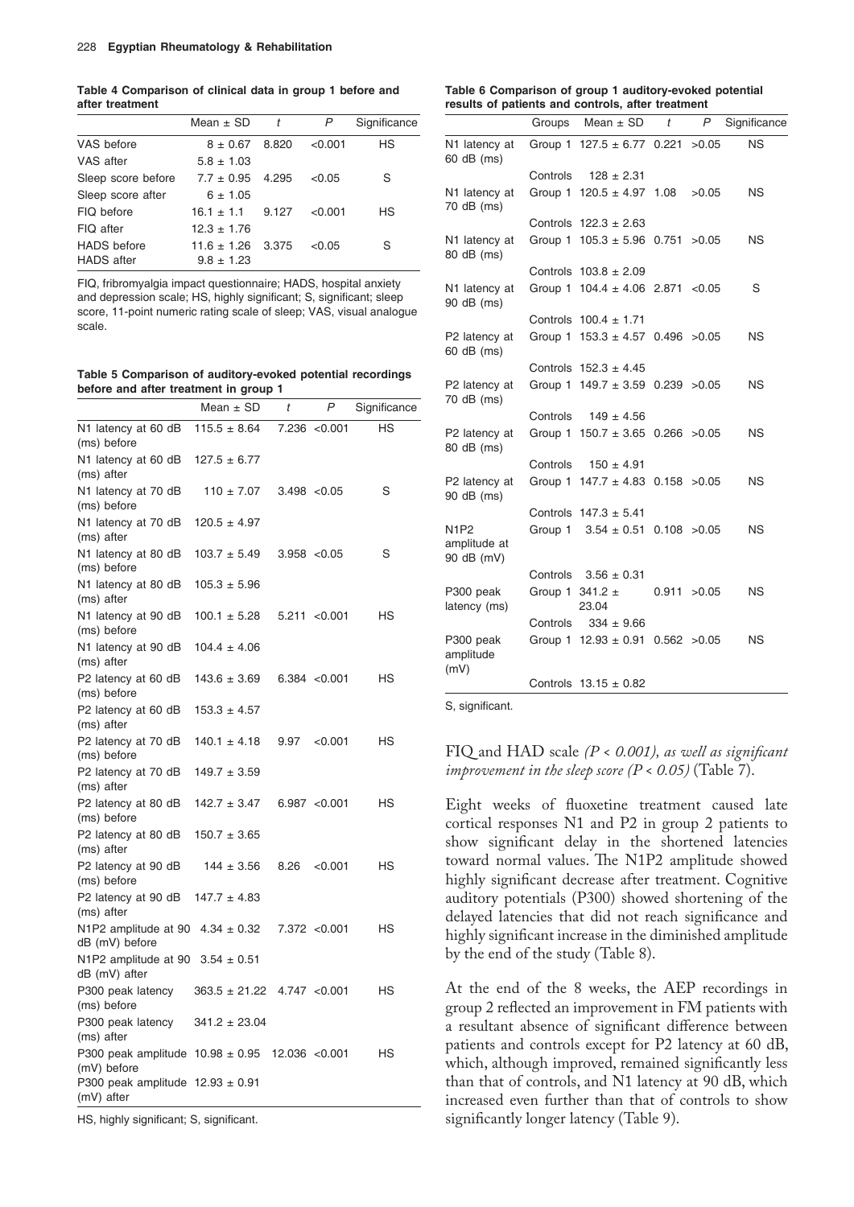**Table 4 Comparison of clinical data in group 1 before and after treatment**

| | Mean ± SD | t | P | Significance |
|---|---|---|---|---|
| VAS before | 8 ± 0.67 | 8.820 | <0.001 | HS |
| VAS after | 5.8 ± 1.03 | | | |
| Sleep score before | 7.7 ± 0.95 | 4.295 | <0.05 | S |
| Sleep score after | 6 ± 1.05 | | | |
| FIQ before | 16.1 ± 1.1 | 9.127 | <0.001 | HS |
| FIQ after | 12.3 ± 1.76 | | | |
| HADS before | 11.6 ± 1.26 | 3.375 | <0.05 | S |
| HADS after | 9.8 ± 1.23 | | | |

FIQ, fribromyalgia impact questionnaire; HADS, hospital anxiety and depression scale; HS, highly significant; S, significant; sleep score, 11-point numeric rating scale of sleep; VAS, visual analogue scale.

**Table 5 Comparison of auditory-evoked potential recordings before and after treatment in group 1**

| | Mean ± SD | t | P | Significance |
|---|---|---|---|---|
| N1 latency at 60 dB (ms) before | 115.5 ± 8.64 | 7.236 | <0.001 | HS |
| N1 latency at 60 dB (ms) after | 127.5 ± 6.77 | | | |
| N1 latency at 70 dB (ms) before | 110 ± 7.07 | 3.498 | <0.05 | S |
| N1 latency at 70 dB (ms) after | 120.5 ± 4.97 | | | |
| N1 latency at 80 dB (ms) before | 103.7 ± 5.49 | 3.958 | <0.05 | S |
| N1 latency at 80 dB (ms) after | 105.3 ± 5.96 | | | |
| N1 latency at 90 dB (ms) before | 100.1 ± 5.28 | 5.211 | <0.001 | HS |
| N1 latency at 90 dB (ms) after | 104.4 ± 4.06 | | | |
| P2 latency at 60 dB (ms) before | 143.6 ± 3.69 | 6.384 | <0.001 | HS |
| P2 latency at 60 dB (ms) after | 153.3 ± 4.57 | | | |
| P2 latency at 70 dB (ms) before | 140.1 ± 4.18 | 9.97 | <0.001 | HS |
| P2 latency at 70 dB (ms) after | 149.7 ± 3.59 | | | |
| P2 latency at 80 dB (ms) before | 142.7 ± 3.47 | 6.987 | <0.001 | HS |
| P2 latency at 80 dB (ms) after | 150.7 ± 3.65 | | | |
| P2 latency at 90 dB (ms) before | 144 ± 3.56 | 8.26 | <0.001 | HS |
| P2 latency at 90 dB (ms) after | 147.7 ± 4.83 | | | |
| N1P2 amplitude at 90 dB (mV) before | 4.34 ± 0.32 | 7.372 | <0.001 | HS |
| N1P2 amplitude at 90 dB (mV) after | 3.54 ± 0.51 | | | |
| P300 peak latency (ms) before | 363.5 ± 21.22 | 4.747 | <0.001 | HS |
| P300 peak latency (ms) after | 341.2 ± 23.04 | | | |
| P300 peak amplitude (mV) before | 10.98 ± 0.95 | 12.036 | <0.001 | HS |
| P300 peak amplitude (mV) after | 12.93 ± 0.91 | | | |

HS, highly significant; S, significant.

**Table 6 Comparison of group 1 auditory-evoked potential results of patients and controls, after treatment**

| | Groups | Mean ± SD | t | P | Significance |
|---|---|---|---|---|---|
| N1 latency at 60 dB (ms) | Group 1 | 127.5 ± 6.77 | 0.221 | >0.05 | NS |
| | Controls | 128 ± 2.31 | | | |
| N1 latency at 70 dB (ms) | Group 1 | 120.5 ± 4.97 | 1.08 | >0.05 | NS |
| | Controls | 122.3 ± 2.63 | | | |
| N1 latency at 80 dB (ms) | Group 1 | 105.3 ± 5.96 | 0.751 | >0.05 | NS |
| | Controls | 103.8 ± 2.09 | | | |
| N1 latency at 90 dB (ms) | Group 1 | 104.4 ± 4.06 | 2.871 | <0.05 | S |
| | Controls | 100.4 ± 1.71 | | | |
| P2 latency at 60 dB (ms) | Group 1 | 153.3 ± 4.57 | 0.496 | >0.05 | NS |
| | Controls | 152.3 ± 4.45 | | | |
| P2 latency at 70 dB (ms) | Group 1 | 149.7 ± 3.59 | 0.239 | >0.05 | NS |
| | Controls | 149 ± 4.56 | | | |
| P2 latency at 80 dB (ms) | Group 1 | 150.7 ± 3.65 | 0.266 | >0.05 | NS |
| | Controls | 150 ± 4.91 | | | |
| P2 latency at 90 dB (ms) | Group 1 | 147.7 ± 4.83 | 0.158 | >0.05 | NS |
| | Controls | 147.3 ± 5.41 | | | |
| N1P2 amplitude at 90 dB (mV) | Group 1 | 3.54 ± 0.51 | 0.108 | >0.05 | NS |
| | Controls | 3.56 ± 0.31 | | | |
| P300 peak latency (ms) | Group 1 | 341.2 ± 23.04 | 0.911 | >0.05 | NS |
| | Controls | 334 ± 9.66 | | | |
| P300 peak amplitude (mV) | Group 1 | 12.93 ± 0.91 | 0.562 | >0.05 | NS |
| | Controls | 13.15 ± 0.82 | | | |

S, significant.

FIQ and HAD scale *(P < 0.001), as well as significant improvement in the sleep score (P < 0.05)* (Table 7).

Eight weeks of fluoxetine treatment caused late cortical responses N1 and P2 in group 2 patients to show significant delay in the shortened latencies toward normal values. The N1P2 amplitude showed highly significant decrease after treatment. Cognitive auditory potentials (P300) showed shortening of the delayed latencies that did not reach significance and highly significant increase in the diminished amplitude by the end of the study (Table 8).

At the end of the 8 weeks, the AEP recordings in group 2 reflected an improvement in FM patients with a resultant absence of significant difference between patients and controls except for P2 latency at 60 dB, which, although improved, remained significantly less than that of controls, and N1 latency at 90 dB, which increased even further than that of controls to show significantly longer latency (Table 9).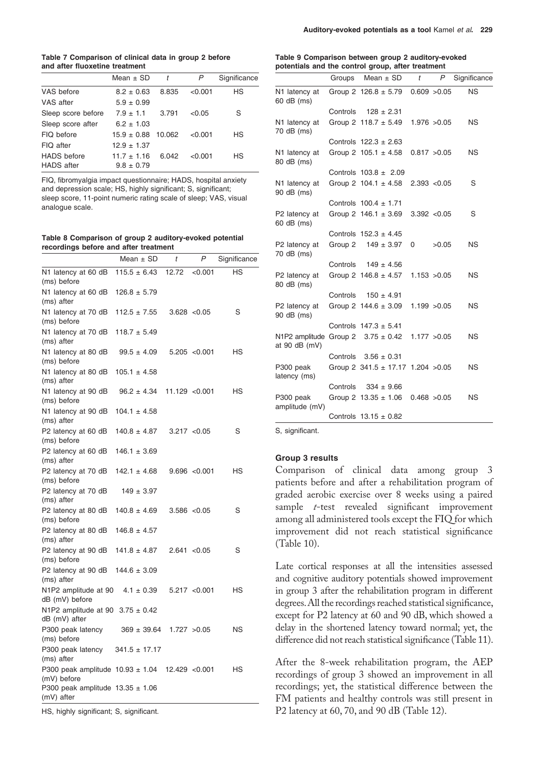**Table 7 Comparison of clinical data in group 2 before and after fluoxetine treatment**

| | Mean ± SD | t | P | Significance |
|---|---|---|---|---|
| VAS before | 8.2 ± 0.63 | 8.835 | <0.001 | HS |
| VAS after | 5.9 ± 0.99 | | | |
| Sleep score before | 7.9 ± 1.1 | 3.791 | <0.05 | S |
| Sleep score after | 6.2 ± 1.03 | | | |
| FIQ before | 15.9 ± 0.88 | 10.062 | <0.001 | HS |
| FIQ after | 12.9 ± 1.37 | | | |
| HADS before | 11.7 ± 1.16 | 6.042 | <0.001 | HS |
| HADS after | 9.8 ± 0.79 | | | |

FIQ, fibromyalgia impact questionnaire; HADS, hospital anxiety and depression scale; HS, highly significant; S, significant; sleep score, 11-point numeric rating scale of sleep; VAS, visual analogue scale.

**Table 8 Comparison of group 2 auditory-evoked potential recordings before and after treatment**

| | Mean ± SD | t | P | Significance |
|---|---|---|---|---|
| N1 latency at 60 dB (ms) before | 115.5 ± 6.43 | 12.72 | <0.001 | HS |
| N1 latency at 60 dB (ms) after | 126.8 ± 5.79 | | | |
| N1 latency at 70 dB (ms) before | 112.5 ± 7.55 | 3.628 | <0.05 | S |
| N1 latency at 70 dB (ms) after | 118.7 ± 5.49 | | | |
| N1 latency at 80 dB (ms) before | 99.5 ± 4.09 | 5.205 | <0.001 | HS |
| N1 latency at 80 dB (ms) after | 105.1 ± 4.58 | | | |
| N1 latency at 90 dB (ms) before | 96.2 ± 4.34 | 11.129 | <0.001 | HS |
| N1 latency at 90 dB (ms) after | 104.1 ± 4.58 | | | |
| P2 latency at 60 dB (ms) before | 140.8 ± 4.87 | 3.217 | <0.05 | S |
| P2 latency at 60 dB (ms) after | 146.1 ± 3.69 | | | |
| P2 latency at 70 dB (ms) before | 142.1 ± 4.68 | 9.696 | <0.001 | HS |
| P2 latency at 70 dB (ms) after | 149 ± 3.97 | | | |
| P2 latency at 80 dB (ms) before | 140.8 ± 4.69 | 3.586 | <0.05 | S |
| P2 latency at 80 dB (ms) after | 146.8 ± 4.57 | | | |
| P2 latency at 90 dB (ms) before | 141.8 ± 4.87 | 2.641 | <0.05 | S |
| P2 latency at 90 dB (ms) after | 144.6 ± 3.09 | | | |
| N1P2 amplitude at 90 dB (mV) before | 4.1 ± 0.39 | 5.217 | <0.001 | HS |
| N1P2 amplitude at 90 dB (mV) after | 3.75 ± 0.42 | | | |
| P300 peak latency (ms) before | 369 ± 39.64 | 1.727 | >0.05 | NS |
| P300 peak latency (ms) after | 341.5 ± 17.17 | | | |
| P300 peak amplitude (mV) before | 10.93 ± 1.04 | 12.429 | <0.001 | HS |
| P300 peak amplitude (mV) after | 13.35 ± 1.06 | | | |

HS, highly significant; S, significant.

**Table 9 Comparison between group 2 auditory-evoked potentials and the control group, after treatment**

| | Groups | Mean ± SD | t | P | Significance |
|---|---|---|---|---|---|
| N1 latency at 60 dB (ms) | Group 2 | 126.8 ± 5.79 | 0.609 | >0.05 | NS |
| | Controls | 128 ± 2.31 | | | |
| N1 latency at 70 dB (ms) | Group 2 | 118.7 ± 5.49 | 1.976 | >0.05 | NS |
| | Controls | 122.3 ± 2.63 | | | |
| N1 latency at 80 dB (ms) | Group 2 | 105.1 ± 4.58 | 0.817 | >0.05 | NS |
| | Controls | 103.8 ± 2.09 | | | |
| N1 latency at 90 dB (ms) | Group 2 | 104.1 ± 4.58 | 2.393 | <0.05 | S |
| | Controls | 100.4 ± 1.71 | | | |
| P2 latency at 60 dB (ms) | Group 2 | 146.1 ± 3.69 | 3.392 | <0.05 | S |
| | Controls | 152.3 ± 4.45 | | | |
| P2 latency at 70 dB (ms) | Group 2 | 149 ± 3.97 | 0 | >0.05 | NS |
| | Controls | 149 ± 4.56 | | | |
| P2 latency at 80 dB (ms) | Group 2 | 146.8 ± 4.57 | 1.153 | >0.05 | NS |
| | Controls | 150 ± 4.91 | | | |
| P2 latency at 90 dB (ms) | Group 2 | 144.6 ± 3.09 | 1.199 | >0.05 | NS |
| | Controls | 147.3 ± 5.41 | | | |
| N1P2 amplitude at 90 dB (mV) | Group 2 | 3.75 ± 0.42 | 1.177 | >0.05 | NS |
| | Controls | 3.56 ± 0.31 | | | |
| P300 peak latency (ms) | Group 2 | 341.5 ± 17.17 | 1.204 | >0.05 | NS |
| | Controls | 334 ± 9.66 | | | |
| P300 peak amplitude (mV) | Group 2 | 13.35 ± 1.06 | 0.468 | >0.05 | NS |
| | Controls | 13.15 ± 0.82 | | | |

S, significant.

### Group 3 results

Comparison of clinical data among group 3 patients before and after a rehabilitation program of graded aerobic exercise over 8 weeks using a paired sample *t*-test revealed significant improvement among all administered tools except the FIQ for which improvement did not reach statistical significance (Table 10).

Late cortical responses at all the intensities assessed and cognitive auditory potentials showed improvement in group 3 after the rehabilitation program in different degrees. All the recordings reached statistical significance, except for P2 latency at 60 and 90 dB, which showed a delay in the shortened latency toward normal; yet, the difference did not reach statistical significance (Table 11).

After the 8-week rehabilitation program, the AEP recordings of group 3 showed an improvement in all recordings; yet, the statistical difference between the FM patients and healthy controls was still present in P2 latency at 60, 70, and 90 dB (Table 12).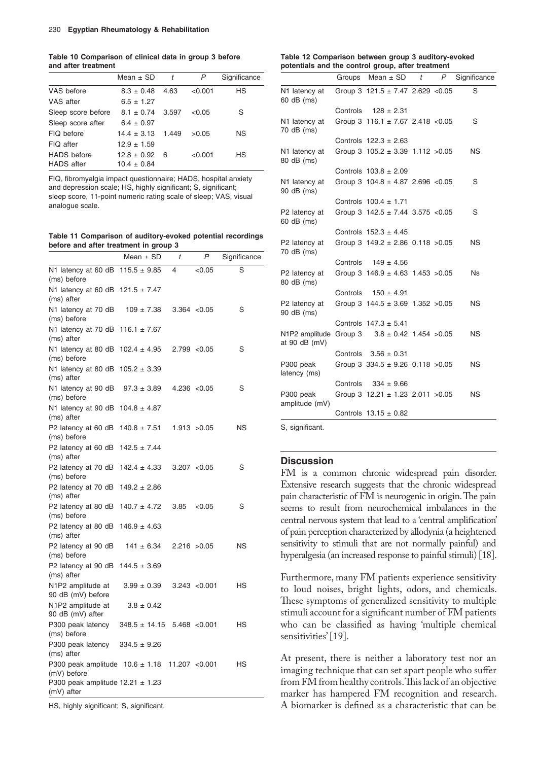**Table 10 Comparison of clinical data in group 3 before and after treatment**

| | Mean ± SD | *t* | *P* | Significance |
|---|---|---|---|---|
| VAS before | 8.3 ± 0.48 | 4.63 | <0.001 | HS |
| VAS after | 6.5 ± 1.27 | | | |
| Sleep score before | 8.1 ± 0.74 | 3.597 | <0.05 | S |
| Sleep score after | 6.4 ± 0.97 | | | |
| FIQ before | 14.4 ± 3.13 | 1.449 | >0.05 | NS |
| FIQ after | 12.9 ± 1.59 | | | |
| HADS before | 12.8 ± 0.92 | 6 | <0.001 | HS |
| HADS after | 10.4 ± 0.84 | | | |

FIQ, fibromyalgia impact questionnaire; HADS, hospital anxiety and depression scale; HS, highly significant; S, significant; sleep score, 11-point numeric rating scale of sleep; VAS, visual analogue scale.

**Table 11 Comparison of auditory-evoked potential recordings before and after treatment in group 3**

| | Mean ± SD | *t* | *P* | Significance |
|---|---|---|---|---|
| N1 latency at 60 dB (ms) before | 115.5 ± 9.85 | 4 | <0.05 | S |
| N1 latency at 60 dB (ms) after | 121.5 ± 7.47 | | | |
| N1 latency at 70 dB (ms) before | 109 ± 7.38 | 3.364 | <0.05 | S |
| N1 latency at 70 dB (ms) after | 116.1 ± 7.67 | | | |
| N1 latency at 80 dB (ms) before | 102.4 ± 4.95 | 2.799 | <0.05 | S |
| N1 latency at 80 dB (ms) after | 105.2 ± 3.39 | | | |
| N1 latency at 90 dB (ms) before | 97.3 ± 3.89 | 4.236 | <0.05 | S |
| N1 latency at 90 dB (ms) after | 104.8 ± 4.87 | | | |
| P2 latency at 60 dB (ms) before | 140.8 ± 7.51 | 1.913 | >0.05 | NS |
| P2 latency at 60 dB (ms) after | 142.5 ± 7.44 | | | |
| P2 latency at 70 dB (ms) before | 142.4 ± 4.33 | 3.207 | <0.05 | S |
| P2 latency at 70 dB (ms) after | 149.2 ± 2.86 | | | |
| P2 latency at 80 dB (ms) before | 140.7 ± 4.72 | 3.85 | <0.05 | S |
| P2 latency at 80 dB (ms) after | 146.9 ± 4.63 | | | |
| P2 latency at 90 dB (ms) before | 141 ± 6.34 | 2.216 | >0.05 | NS |
| P2 latency at 90 dB (ms) after | 144.5 ± 3.69 | | | |
| N1P2 amplitude at 90 dB (mV) before | 3.99 ± 0.39 | 3.243 | <0.001 | HS |
| N1P2 amplitude at 90 dB (mV) after | 3.8 ± 0.42 | | | |
| P300 peak latency (ms) before | 348.5 ± 14.15 | 5.468 | <0.001 | HS |
| P300 peak latency (ms) after | 334.5 ± 9.26 | | | |
| P300 peak amplitude (mV) before | 10.6 ± 1.18 | 11.207 | <0.001 | HS |
| P300 peak amplitude (mV) after | 12.21 ± 1.23 | | | |

HS, highly significant; S, significant.

**Table 12 Comparison between group 3 auditory-evoked potentials and the control group, after treatment**

| | Groups | Mean ± SD | *t* | *P* | Significance |
|---|---|---|---|---|---|
| N1 latency at 60 dB (ms) | Group 3 | 121.5 ± 7.47 | 2.629 | <0.05 | S |
| | Controls | 128 ± 2.31 | | | |
| N1 latency at 70 dB (ms) | Group 3 | 116.1 ± 7.67 | 2.418 | <0.05 | S |
| | Controls | 122.3 ± 2.63 | | | |
| N1 latency at 80 dB (ms) | Group 3 | 105.2 ± 3.39 | 1.112 | >0.05 | NS |
| | Controls | 103.8 ± 2.09 | | | |
| N1 latency at 90 dB (ms) | Group 3 | 104.8 ± 4.87 | 2.696 | <0.05 | S |
| | Controls | 100.4 ± 1.71 | | | |
| P2 latency at 60 dB (ms) | Group 3 | 142.5 ± 7.44 | 3.575 | <0.05 | S |
| | Controls | 152.3 ± 4.45 | | | |
| P2 latency at 70 dB (ms) | Group 3 | 149.2 ± 2.86 | 0.118 | >0.05 | NS |
| | Controls | 149 ± 4.56 | | | |
| P2 latency at 80 dB (ms) | Group 3 | 146.9 ± 4.63 | 1.453 | >0.05 | Ns |
| | Controls | 150 ± 4.91 | | | |
| P2 latency at 90 dB (ms) | Group 3 | 144.5 ± 3.69 | 1.352 | >0.05 | NS |
| | Controls | 147.3 ± 5.41 | | | |
| N1P2 amplitude at 90 dB (mV) | Group 3 | 3.8 ± 0.42 | 1.454 | >0.05 | NS |
| | Controls | 3.56 ± 0.31 | | | |
| P300 peak latency (ms) | Group 3 | 334.5 ± 9.26 | 0.118 | >0.05 | NS |
| | Controls | 334 ± 9.66 | | | |
| P300 peak amplitude (mV) | Group 3 | 12.21 ± 1.23 | 2.011 | >0.05 | NS |
| | Controls | 13.15 ± 0.82 | | | |

S, significant.

## Discussion

FM is a common chronic widespread pain disorder. Extensive research suggests that the chronic widespread pain characteristic of FM is neurogenic in origin. The pain seems to result from neurochemical imbalances in the central nervous system that lead to a 'central amplification' of pain perception characterized by allodynia (a heightened sensitivity to stimuli that are not normally painful) and hyperalgesia (an increased response to painful stimuli) [18].

Furthermore, many FM patients experience sensitivity to loud noises, bright lights, odors, and chemicals. These symptoms of generalized sensitivity to multiple stimuli account for a significant number of FM patients who can be classified as having 'multiple chemical sensitivities' [19].

At present, there is neither a laboratory test nor an imaging technique that can set apart people who suffer from FM from healthy controls. This lack of an objective marker has hampered FM recognition and research. A biomarker is defined as a characteristic that can be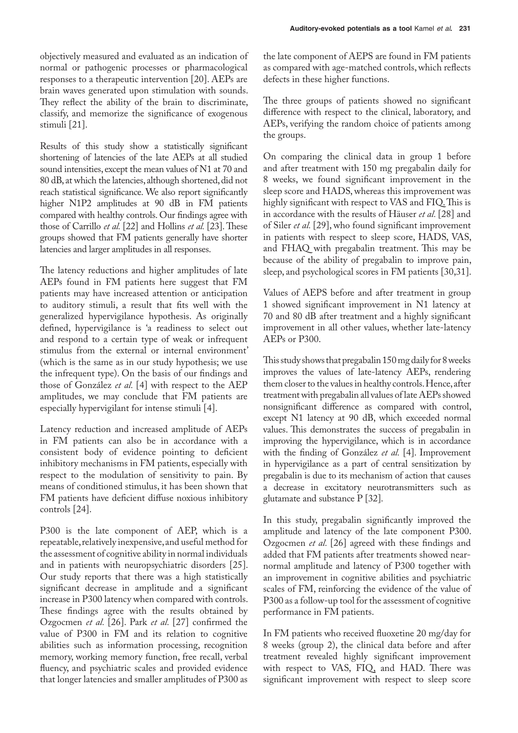objectively measured and evaluated as an indication of normal or pathogenic processes or pharmacological responses to a therapeutic intervention [20]. AEPs are brain waves generated upon stimulation with sounds. They reflect the ability of the brain to discriminate, classify, and memorize the significance of exogenous stimuli [21].

Results of this study show a statistically significant shortening of latencies of the late AEPs at all studied sound intensities, except the mean values of N1 at 70 and 80 dB, at which the latencies, although shortened, did not reach statistical significance. We also report significantly higher N1P2 amplitudes at 90 dB in FM patients compared with healthy controls. Our findings agree with those of Carrillo *et al.* [22] and Hollins *et al.* [23]. These groups showed that FM patients generally have shorter latencies and larger amplitudes in all responses.

The latency reductions and higher amplitudes of late AEPs found in FM patients here suggest that FM patients may have increased attention or anticipation to auditory stimuli, a result that fits well with the generalized hypervigilance hypothesis. As originally defined, hypervigilance is 'a readiness to select out and respond to a certain type of weak or infrequent stimulus from the external or internal environment' (which is the same as in our study hypothesis; we use the infrequent type). On the basis of our findings and those of González *et al.* [4] with respect to the AEP amplitudes, we may conclude that FM patients are especially hypervigilant for intense stimuli [4].

Latency reduction and increased amplitude of AEPs in FM patients can also be in accordance with a consistent body of evidence pointing to deficient inhibitory mechanisms in FM patients, especially with respect to the modulation of sensitivity to pain. By means of conditioned stimulus, it has been shown that FM patients have deficient diffuse noxious inhibitory controls [24].

P300 is the late component of AEP, which is a repeatable, relatively inexpensive, and useful method for the assessment of cognitive ability in normal individuals and in patients with neuropsychiatric disorders [25]. Our study reports that there was a high statistically significant decrease in amplitude and a significant increase in P300 latency when compared with controls. These findings agree with the results obtained by Ozgocmen *et al.* [26]. Park *et al.* [27] confirmed the value of P300 in FM and its relation to cognitive abilities such as information processing, recognition memory, working memory function, free recall, verbal fluency, and psychiatric scales and provided evidence that longer latencies and smaller amplitudes of P300 as the late component of AEPS are found in FM patients as compared with age-matched controls, which reflects defects in these higher functions.

The three groups of patients showed no significant difference with respect to the clinical, laboratory, and AEPs, verifying the random choice of patients among the groups.

On comparing the clinical data in group 1 before and after treatment with 150 mg pregabalin daily for 8 weeks, we found significant improvement in the sleep score and HADS, whereas this improvement was highly significant with respect to VAS and FIQ. This is in accordance with the results of Häuser *et al.* [28] and of Siler *et al.* [29], who found significant improvement in patients with respect to sleep score, HADS, VAS, and FHAQ with pregabalin treatment. This may be because of the ability of pregabalin to improve pain, sleep, and psychological scores in FM patients [30,31].

Values of AEPS before and after treatment in group 1 showed significant improvement in N1 latency at 70 and 80 dB after treatment and a highly significant improvement in all other values, whether late-latency AEPs or P300.

This study shows that pregabalin 150 mg daily for 8 weeks improves the values of late-latency AEPs, rendering them closer to the values in healthy controls. Hence, after treatment with pregabalin all values of late AEPs showed nonsignificant difference as compared with control, except N1 latency at 90 dB, which exceeded normal values. This demonstrates the success of pregabalin in improving the hypervigilance, which is in accordance with the finding of González *et al.* [4]. Improvement in hypervigilance as a part of central sensitization by pregabalin is due to its mechanism of action that causes a decrease in excitatory neurotransmitters such as glutamate and substance P [32].

In this study, pregabalin significantly improved the amplitude and latency of the late component P300. Ozgocmen *et al.* [26] agreed with these findings and added that FM patients after treatments showed near-normal amplitude and latency of P300 together with an improvement in cognitive abilities and psychiatric scales of FM, reinforcing the evidence of the value of P300 as a follow-up tool for the assessment of cognitive performance in FM patients.

In FM patients who received fluoxetine 20 mg/day for 8 weeks (group 2), the clinical data before and after treatment revealed highly significant improvement with respect to VAS, FIQ, and HAD. There was significant improvement with respect to sleep score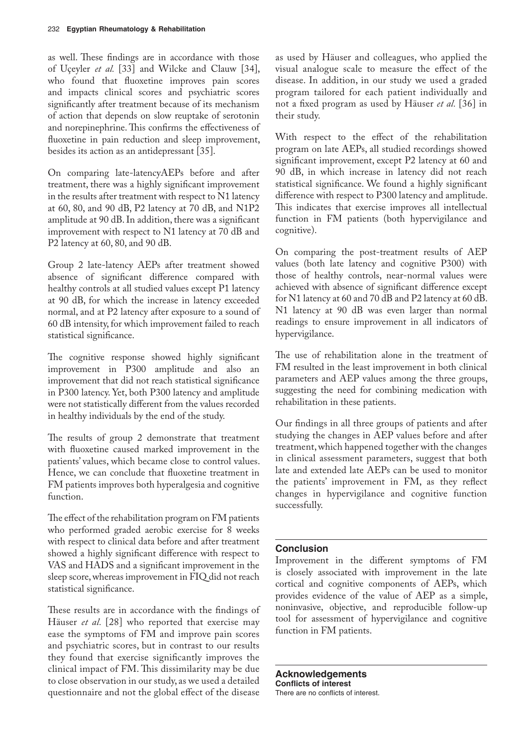as well. These findings are in accordance with those of Uçeyler *et al.* [33] and Wilcke and Clauw [34], who found that fluoxetine improves pain scores and impacts clinical scores and psychiatric scores significantly after treatment because of its mechanism of action that depends on slow reuptake of serotonin and norepinephrine. This confirms the effectiveness of fluoxetine in pain reduction and sleep improvement, besides its action as an antidepressant [35].

On comparing late-latencyAEPs before and after treatment, there was a highly significant improvement in the results after treatment with respect to N1 latency at 60, 80, and 90 dB, P2 latency at 70 dB, and N1P2 amplitude at 90 dB. In addition, there was a significant improvement with respect to N1 latency at 70 dB and P2 latency at 60, 80, and 90 dB.

Group 2 late-latency AEPs after treatment showed absence of significant difference compared with healthy controls at all studied values except P1 latency at 90 dB, for which the increase in latency exceeded normal, and at P2 latency after exposure to a sound of 60 dB intensity, for which improvement failed to reach statistical significance.

The cognitive response showed highly significant improvement in P300 amplitude and also an improvement that did not reach statistical significance in P300 latency. Yet, both P300 latency and amplitude were not statistically different from the values recorded in healthy individuals by the end of the study.

The results of group 2 demonstrate that treatment with fluoxetine caused marked improvement in the patients' values, which became close to control values. Hence, we can conclude that fluoxetine treatment in FM patients improves both hyperalgesia and cognitive function.

The effect of the rehabilitation program on FM patients who performed graded aerobic exercise for 8 weeks with respect to clinical data before and after treatment showed a highly significant difference with respect to VAS and HADS and a significant improvement in the sleep score, whereas improvement in FIQ did not reach statistical significance.

These results are in accordance with the findings of Häuser *et al.* [28] who reported that exercise may ease the symptoms of FM and improve pain scores and psychiatric scores, but in contrast to our results they found that exercise significantly improves the clinical impact of FM. This dissimilarity may be due to close observation in our study, as we used a detailed questionnaire and not the global effect of the disease as used by Häuser and colleagues, who applied the visual analogue scale to measure the effect of the disease. In addition, in our study we used a graded program tailored for each patient individually and not a fixed program as used by Häuser *et al.* [36] in their study.

With respect to the effect of the rehabilitation program on late AEPs, all studied recordings showed significant improvement, except P2 latency at 60 and 90 dB, in which increase in latency did not reach statistical significance. We found a highly significant difference with respect to P300 latency and amplitude. This indicates that exercise improves all intellectual function in FM patients (both hypervigilance and cognitive).

On comparing the post-treatment results of AEP values (both late latency and cognitive P300) with those of healthy controls, near-normal values were achieved with absence of significant difference except for N1 latency at 60 and 70 dB and P2 latency at 60 dB. N1 latency at 90 dB was even larger than normal readings to ensure improvement in all indicators of hypervigilance.

The use of rehabilitation alone in the treatment of FM resulted in the least improvement in both clinical parameters and AEP values among the three groups, suggesting the need for combining medication with rehabilitation in these patients.

Our findings in all three groups of patients and after studying the changes in AEP values before and after treatment, which happened together with the changes in clinical assessment parameters, suggest that both late and extended late AEPs can be used to monitor the patients' improvement in FM, as they reflect changes in hypervigilance and cognitive function successfully.

## Conclusion

Improvement in the different symptoms of FM is closely associated with improvement in the late cortical and cognitive components of AEPs, which provides evidence of the value of AEP as a simple, noninvasive, objective, and reproducible follow-up tool for assessment of hypervigilance and cognitive function in FM patients.

## Acknowledgements

### Conflicts of interest

There are no conflicts of interest.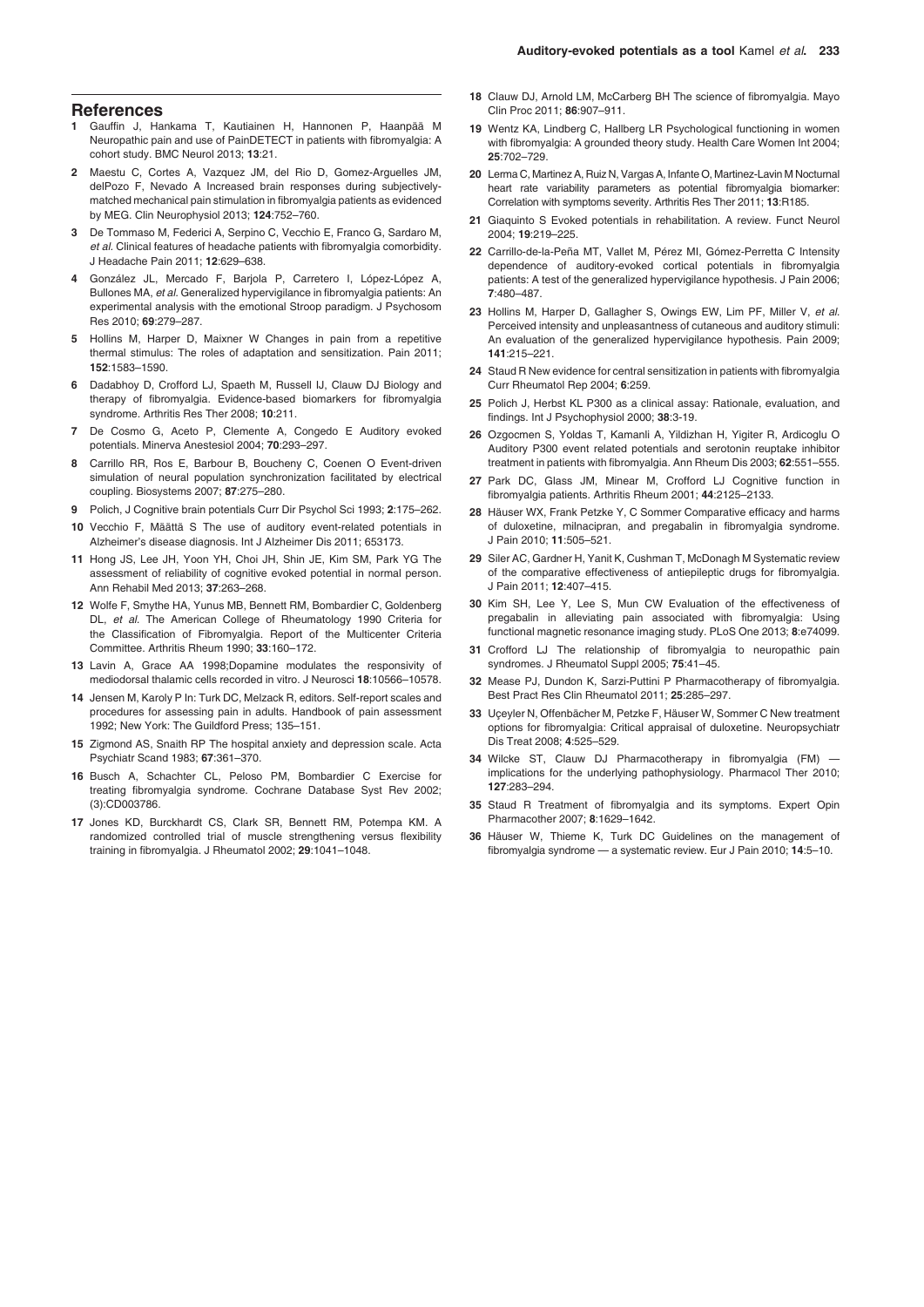## References

1. Gauffin J, Hankama T, Kautiainen H, Hannonen P, Haanpää M Neuropathic pain and use of PainDETECT in patients with fibromyalgia: A cohort study. BMC Neurol 2013; **13**:21.
2. Maestu C, Cortes A, Vazquez JM, del Rio D, Gomez-Arguelles JM, delPozo F, Nevado A Increased brain responses during subjectively-matched mechanical pain stimulation in fibromyalgia patients as evidenced by MEG. Clin Neurophysiol 2013; **124**:752–760.
3. De Tommaso M, Federici A, Serpino C, Vecchio E, Franco G, Sardaro M, *et al.* Clinical features of headache patients with fibromyalgia comorbidity. J Headache Pain 2011; **12**:629–638.
4. González JL, Mercado F, Barjola P, Carretero I, López-López A, Bullones MA, *et al.* Generalized hypervigilance in fibromyalgia patients: An experimental analysis with the emotional Stroop paradigm. J Psychosom Res 2010; **69**:279–287.
5. Hollins M, Harper D, Maixner W Changes in pain from a repetitive thermal stimulus: The roles of adaptation and sensitization. Pain 2011; **152**:1583–1590.
6. Dadabhoy D, Crofford LJ, Spaeth M, Russell IJ, Clauw DJ Biology and therapy of fibromyalgia. Evidence-based biomarkers for fibromyalgia syndrome. Arthritis Res Ther 2008; **10**:211.
7. De Cosmo G, Aceto P, Clemente A, Congedo E Auditory evoked potentials. Minerva Anestesiol 2004; **70**:293–297.
8. Carrillo RR, Ros E, Barbour B, Boucheny C, Coenen O Event-driven simulation of neural population synchronization facilitated by electrical coupling. Biosystems 2007; **87**:275–280.
9. Polich, J Cognitive brain potentials Curr Dir Psychol Sci 1993; **2**:175–262.
10. Vecchio F, Määttä S The use of auditory event-related potentials in Alzheimer's disease diagnosis. Int J Alzheimer Dis 2011; 653173.
11. Hong JS, Lee JH, Yoon YH, Choi JH, Shin JE, Kim SM, Park YG The assessment of reliability of cognitive evoked potential in normal person. Ann Rehabil Med 2013; **37**:263–268.
12. Wolfe F, Smythe HA, Yunus MB, Bennett RM, Bombardier C, Goldenberg DL, *et al.* The American College of Rheumatology 1990 Criteria for the Classification of Fibromyalgia. Report of the Multicenter Criteria Committee. Arthritis Rheum 1990; **33**:160–172.
13. Lavin A, Grace AA 1998;Dopamine modulates the responsivity of mediodorsal thalamic cells recorded in vitro. J Neurosci **18**:10566–10578.
14. Jensen M, Karoly P In: Turk DC, Melzack R, editors. Self-report scales and procedures for assessing pain in adults. Handbook of pain assessment 1992; New York: The Guildford Press; 135–151.
15. Zigmond AS, Snaith RP The hospital anxiety and depression scale. Acta Psychiatr Scand 1983; **67**:361–370.
16. Busch A, Schachter CL, Peloso PM, Bombardier C Exercise for treating fibromyalgia syndrome. Cochrane Database Syst Rev 2002; (3):CD003786.
17. Jones KD, Burckhardt CS, Clark SR, Bennett RM, Potempa KM. A randomized controlled trial of muscle strengthening versus flexibility training in fibromyalgia. J Rheumatol 2002; **29**:1041–1048.
18. Clauw DJ, Arnold LM, McCarberg BH The science of fibromyalgia. Mayo Clin Proc 2011; **86**:907–911.
19. Wentz KA, Lindberg C, Hallberg LR Psychological functioning in women with fibromyalgia: A grounded theory study. Health Care Women Int 2004; **25**:702–729.
20. Lerma C, Martinez A, Ruiz N, Vargas A, Infante O, Martinez-Lavin M Nocturnal heart rate variability parameters as potential fibromyalgia biomarker: Correlation with symptoms severity. Arthritis Res Ther 2011; **13**:R185.
21. Giaquinto S Evoked potentials in rehabilitation. A review. Funct Neurol 2004; **19**:219–225.
22. Carrillo-de-la-Peña MT, Vallet M, Pérez MI, Gómez-Perretta C Intensity dependence of auditory-evoked cortical potentials in fibromyalgia patients: A test of the generalized hypervigilance hypothesis. J Pain 2006; **7**:480–487.
23. Hollins M, Harper D, Gallagher S, Owings EW, Lim PF, Miller V, *et al.* Perceived intensity and unpleasantness of cutaneous and auditory stimuli: An evaluation of the generalized hypervigilance hypothesis. Pain 2009; **141**:215–221.
24. Staud R New evidence for central sensitization in patients with fibromyalgia Curr Rheumatol Rep 2004; **6**:259.
25. Polich J, Herbst KL P300 as a clinical assay: Rationale, evaluation, and findings. Int J Psychophysiol 2000; **38**:3-19.
26. Ozgocmen S, Yoldas T, Kamanli A, Yildizhan H, Yigiter R, Ardicoglu O Auditory P300 event related potentials and serotonin reuptake inhibitor treatment in patients with fibromyalgia. Ann Rheum Dis 2003; **62**:551–555.
27. Park DC, Glass JM, Minear M, Crofford LJ Cognitive function in fibromyalgia patients. Arthritis Rheum 2001; **44**:2125–2133.
28. Häuser WX, Frank Petzke Y, C Sommer Comparative efficacy and harms of duloxetine, milnacipran, and pregabalin in fibromyalgia syndrome. J Pain 2010; **11**:505–521.
29. Siler AC, Gardner H, Yanit K, Cushman T, McDonagh M Systematic review of the comparative effectiveness of antiepileptic drugs for fibromyalgia. J Pain 2011; **12**:407–415.
30. Kim SH, Lee Y, Lee S, Mun CW Evaluation of the effectiveness of pregabalin in alleviating pain associated with fibromyalgia: Using functional magnetic resonance imaging study. PLoS One 2013; **8**:e74099.
31. Crofford LJ The relationship of fibromyalgia to neuropathic pain syndromes. J Rheumatol Suppl 2005; **75**:41–45.
32. Mease PJ, Dundon K, Sarzi-Puttini P Pharmacotherapy of fibromyalgia. Best Pract Res Clin Rheumatol 2011; **25**:285–297.
33. Uçeyler N, Offenbächer M, Petzke F, Häuser W, Sommer C New treatment options for fibromyalgia: Critical appraisal of duloxetine. Neuropsychiatr Dis Treat 2008; **4**:525–529.
34. Wilcke ST, Clauw DJ Pharmacotherapy in fibromyalgia (FM) — implications for the underlying pathophysiology. Pharmacol Ther 2010; **127**:283–294.
35. Staud R Treatment of fibromyalgia and its symptoms. Expert Opin Pharmacother 2007; **8**:1629–1642.
36. Häuser W, Thieme K, Turk DC Guidelines on the management of fibromyalgia syndrome — a systematic review. Eur J Pain 2010; **14**:5–10.